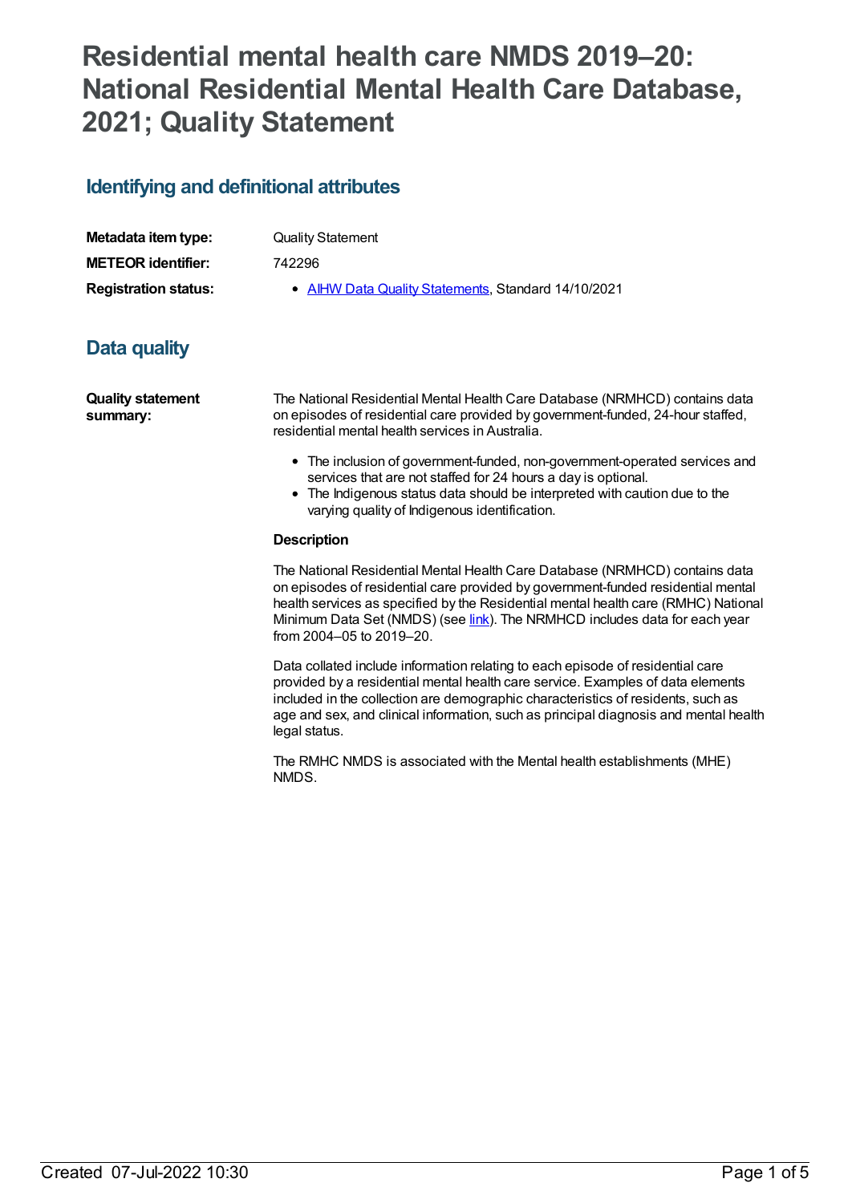# Residential mental health care NMDS 2019–20: National Residential Mental Health Care Database, 2021; Quality Statement

## Identifying and definitional attributes

**Metadata item type:** Quality Statement

**METEOR identifier:** 742296

**Registration status:**

- AIHW Data Quality Statements, Standard 14/10/2021

## Data quality

**Quality statement summary:**

The National Residential Mental Health Care Database (NRMHCD) contains data on episodes of residential care provided by government-funded, 24-hour staffed, residential mental health services in Australia.

- The inclusion of government-funded, non-government-operated services and services that are not staffed for 24 hours a day is optional.
- The Indigenous status data should be interpreted with caution due to the varying quality of Indigenous identification.

**Description**

The National Residential Mental Health Care Database (NRMHCD) contains data on episodes of residential care provided by government-funded residential mental health services as specified by the Residential mental health care (RMHC) National Minimum Data Set (NMDS) (see link). The NRMHCD includes data for each year from 2004–05 to 2019–20.

Data collated include information relating to each episode of residential care provided by a residential mental health care service. Examples of data elements included in the collection are demographic characteristics of residents, such as age and sex, and clinical information, such as principal diagnosis and mental health legal status.

The RMHC NMDS is associated with the Mental health establishments (MHE) NMDS.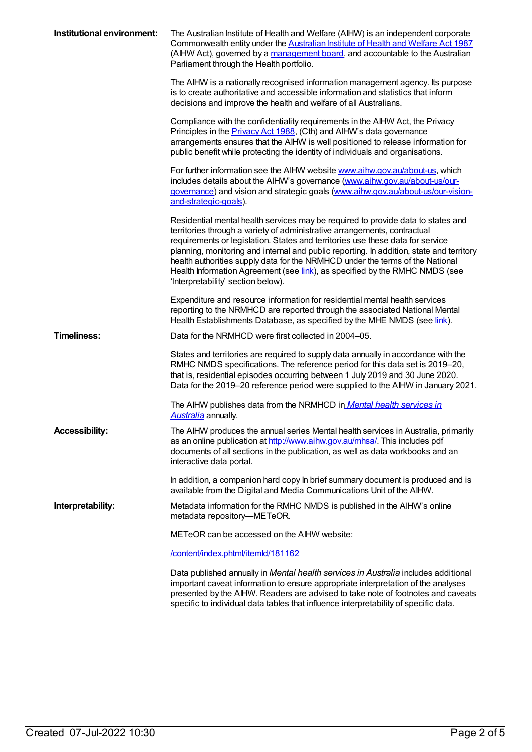**Institutional environment:**

The Australian Institute of Health and Welfare (AIHW) is an independent corporate Commonwealth entity under the Australian Institute of Health and Welfare Act 1987 (AIHW Act), governed by a management board, and accountable to the Australian Parliament through the Health portfolio.

The AIHW is a nationally recognised information management agency. Its purpose is to create authoritative and accessible information and statistics that inform decisions and improve the health and welfare of all Australians.

Compliance with the confidentiality requirements in the AIHW Act, the Privacy Principles in the Privacy Act 1988, (Cth) and AIHW's data governance arrangements ensures that the AIHW is well positioned to release information for public benefit while protecting the identity of individuals and organisations.

For further information see the AIHW website www.aihw.gov.au/about-us, which includes details about the AIHW's governance (www.aihw.gov.au/about-us/our-governance) and vision and strategic goals (www.aihw.gov.au/about-us/our-vision-and-strategic-goals).

Residential mental health services may be required to provide data to states and territories through a variety of administrative arrangements, contractual requirements or legislation. States and territories use these data for service planning, monitoring and internal and public reporting. In addition, state and territory health authorities supply data for the NRMHCD under the terms of the National Health Information Agreement (see link), as specified by the RMHC NMDS (see 'Interpretability' section below).

Expenditure and resource information for residential mental health services reporting to the NRMHCD are reported through the associated National Mental Health Establishments Database, as specified by the MHE NMDS (see link).

**Timeliness:**

Data for the NRMHCD were first collected in 2004–05.

States and territories are required to supply data annually in accordance with the RMHC NMDS specifications. The reference period for this data set is 2019–20, that is, residential episodes occurring between 1 July 2019 and 30 June 2020. Data for the 2019–20 reference period were supplied to the AIHW in January 2021.

The AIHW publishes data from the NRMHCD in *Mental health services in Australia* annually.

**Accessibility:**

The AIHW produces the annual series Mental health services in Australia, primarily as an online publication at http://www.aihw.gov.au/mhsa/. This includes pdf documents of all sections in the publication, as well as data workbooks and an interactive data portal.

In addition, a companion hard copy In brief summary document is produced and is available from the Digital and Media Communications Unit of the AIHW.

**Interpretability:**

Metadata information for the RMHC NMDS is published in the AIHW's online metadata repository—METeOR.

METeOR can be accessed on the AIHW website:

/content/index.phtml/itemId/181162

Data published annually in *Mental health services in Australia* includes additional important caveat information to ensure appropriate interpretation of the analyses presented by the AIHW. Readers are advised to take note of footnotes and caveats specific to individual data tables that influence interpretability of specific data.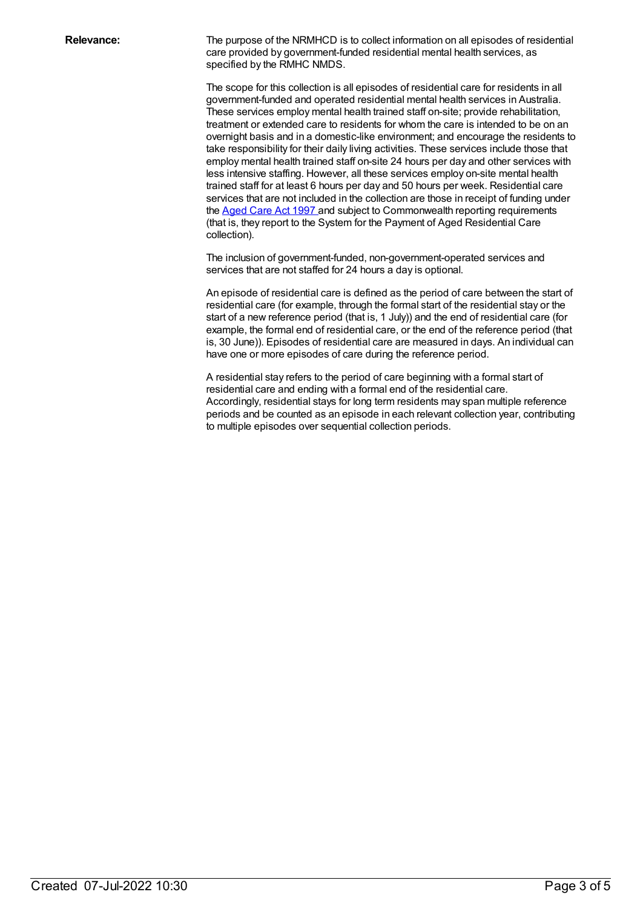**Relevance:**

The purpose of the NRMHCD is to collect information on all episodes of residential care provided by government-funded residential mental health services, as specified by the RMHC NMDS.

The scope for this collection is all episodes of residential care for residents in all government-funded and operated residential mental health services in Australia. These services employ mental health trained staff on-site; provide rehabilitation, treatment or extended care to residents for whom the care is intended to be on an overnight basis and in a domestic-like environment; and encourage the residents to take responsibility for their daily living activities. These services include those that employ mental health trained staff on-site 24 hours per day and other services with less intensive staffing. However, all these services employ on-site mental health trained staff for at least 6 hours per day and 50 hours per week. Residential care services that are not included in the collection are those in receipt of funding under the Aged Care Act 1997 and subject to Commonwealth reporting requirements (that is, they report to the System for the Payment of Aged Residential Care collection).

The inclusion of government-funded, non-government-operated services and services that are not staffed for 24 hours a day is optional.

An episode of residential care is defined as the period of care between the start of residential care (for example, through the formal start of the residential stay or the start of a new reference period (that is, 1 July)) and the end of residential care (for example, the formal end of residential care, or the end of the reference period (that is, 30 June)). Episodes of residential care are measured in days. An individual can have one or more episodes of care during the reference period.

A residential stay refers to the period of care beginning with a formal start of residential care and ending with a formal end of the residential care. Accordingly, residential stays for long term residents may span multiple reference periods and be counted as an episode in each relevant collection year, contributing to multiple episodes over sequential collection periods.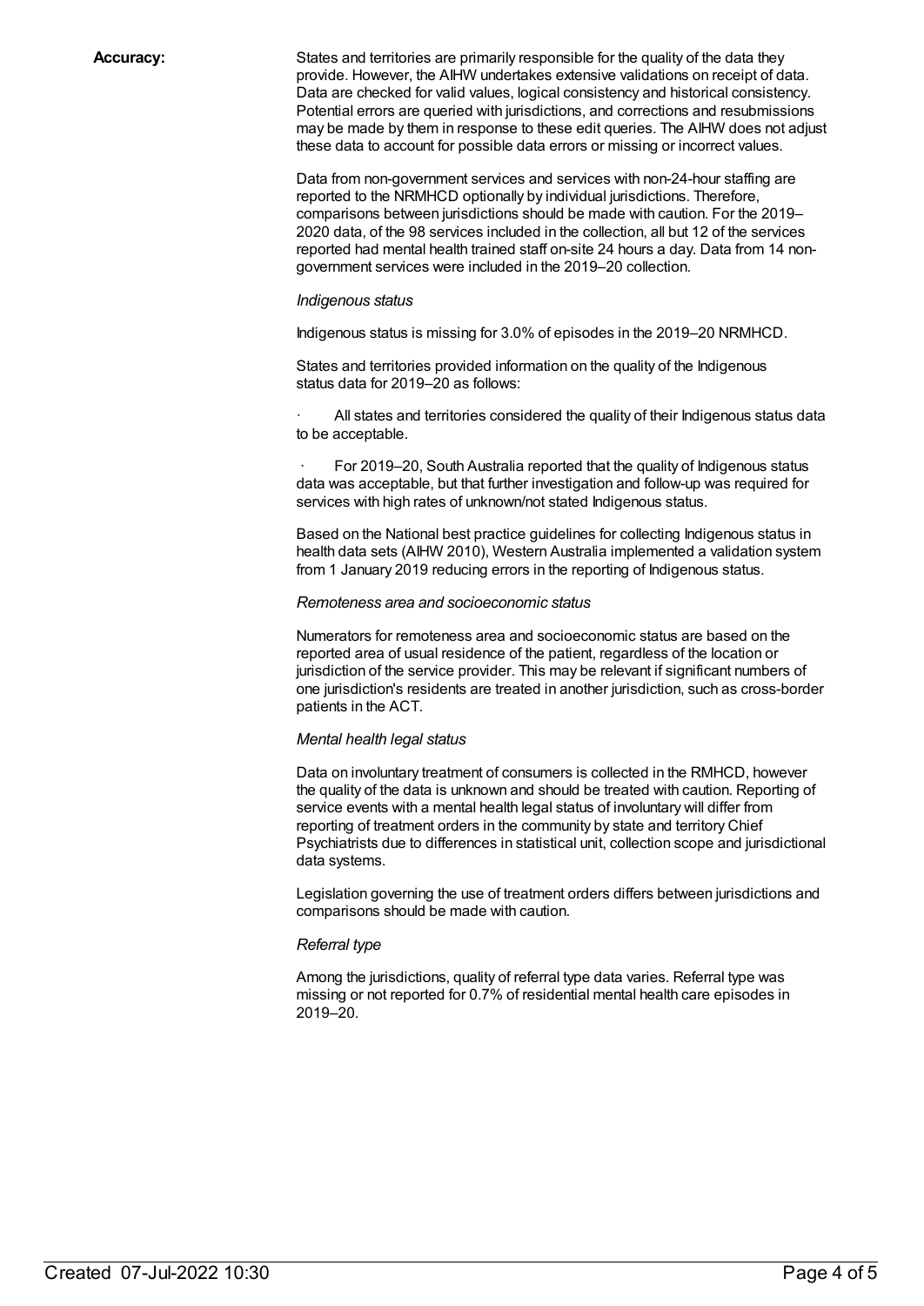**Accuracy:**

States and territories are primarily responsible for the quality of the data they provide. However, the AIHW undertakes extensive validations on receipt of data. Data are checked for valid values, logical consistency and historical consistency. Potential errors are queried with jurisdictions, and corrections and resubmissions may be made by them in response to these edit queries. The AIHW does not adjust these data to account for possible data errors or missing or incorrect values.

Data from non-government services and services with non-24-hour staffing are reported to the NRMHCD optionally by individual jurisdictions. Therefore, comparisons between jurisdictions should be made with caution. For the 2019–2020 data, of the 98 services included in the collection, all but 12 of the services reported had mental health trained staff on-site 24 hours a day. Data from 14 non-government services were included in the 2019–20 collection.

*Indigenous status*

Indigenous status is missing for 3.0% of episodes in the 2019–20 NRMHCD.

States and territories provided information on the quality of the Indigenous status data for 2019–20 as follows:

- All states and territories considered the quality of their Indigenous status data to be acceptable.
- For 2019–20, South Australia reported that the quality of Indigenous status data was acceptable, but that further investigation and follow-up was required for services with high rates of unknown/not stated Indigenous status.

Based on the National best practice guidelines for collecting Indigenous status in health data sets (AIHW 2010), Western Australia implemented a validation system from 1 January 2019 reducing errors in the reporting of Indigenous status.

*Remoteness area and socioeconomic status*

Numerators for remoteness area and socioeconomic status are based on the reported area of usual residence of the patient, regardless of the location or jurisdiction of the service provider. This may be relevant if significant numbers of one jurisdiction's residents are treated in another jurisdiction, such as cross-border patients in the ACT.

*Mental health legal status*

Data on involuntary treatment of consumers is collected in the RMHCD, however the quality of the data is unknown and should be treated with caution. Reporting of service events with a mental health legal status of involuntary will differ from reporting of treatment orders in the community by state and territory Chief Psychiatrists due to differences in statistical unit, collection scope and jurisdictional data systems.

Legislation governing the use of treatment orders differs between jurisdictions and comparisons should be made with caution.

*Referral type*

Among the jurisdictions, quality of referral type data varies. Referral type was missing or not reported for 0.7% of residential mental health care episodes in 2019–20.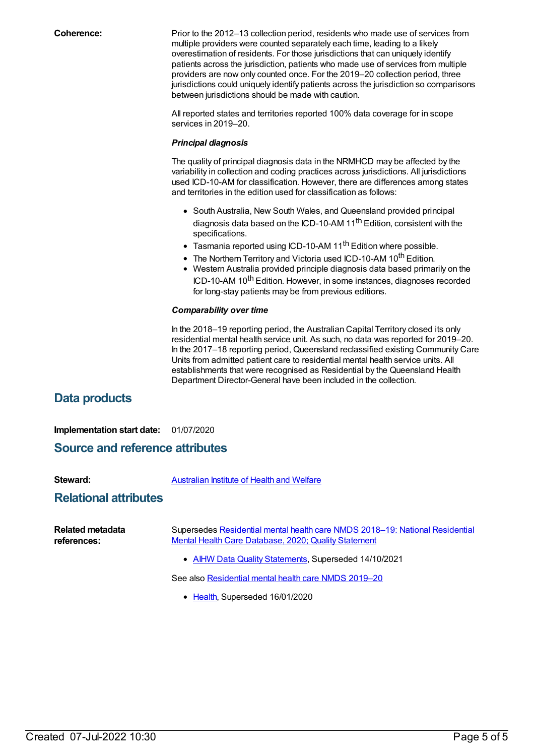**Coherence:**

Prior to the 2012–13 collection period, residents who made use of services from multiple providers were counted separately each time, leading to a likely overestimation of residents. For those jurisdictions that can uniquely identify patients across the jurisdiction, patients who made use of services from multiple providers are now only counted once. For the 2019–20 collection period, three jurisdictions could uniquely identify patients across the jurisdiction so comparisons between jurisdictions should be made with caution.

All reported states and territories reported 100% data coverage for in scope services in 2019–20.

***Principal diagnosis***

The quality of principal diagnosis data in the NRMHCD may be affected by the variability in collection and coding practices across jurisdictions. All jurisdictions used ICD-10-AM for classification. However, there are differences among states and territories in the edition used for classification as follows:

- South Australia, New South Wales, and Queensland provided principal diagnosis data based on the ICD-10-AM 11th Edition, consistent with the specifications.
- Tasmania reported using ICD-10-AM 11th Edition where possible.
- The Northern Territory and Victoria used ICD-10-AM 10th Edition.
- Western Australia provided principle diagnosis data based primarily on the ICD-10-AM 10th Edition. However, in some instances, diagnoses recorded for long-stay patients may be from previous editions.

***Comparability over time***

In the 2018–19 reporting period, the Australian Capital Territory closed its only residential mental health service unit. As such, no data was reported for 2019–20. In the 2017–18 reporting period, Queensland reclassified existing Community Care Units from admitted patient care to residential mental health service units. All establishments that were recognised as Residential by the Queensland Health Department Director-General have been included in the collection.

## Data products

**Implementation start date:** 01/07/2020

## Source and reference attributes

**Steward:** Australian Institute of Health and Welfare

## Relational attributes

**Related metadata references:**

Supersedes Residential mental health care NMDS 2018–19: National Residential Mental Health Care Database, 2020; Quality Statement

- AIHW Data Quality Statements, Superseded 14/10/2021

See also Residential mental health care NMDS 2019–20

- Health, Superseded 16/01/2020